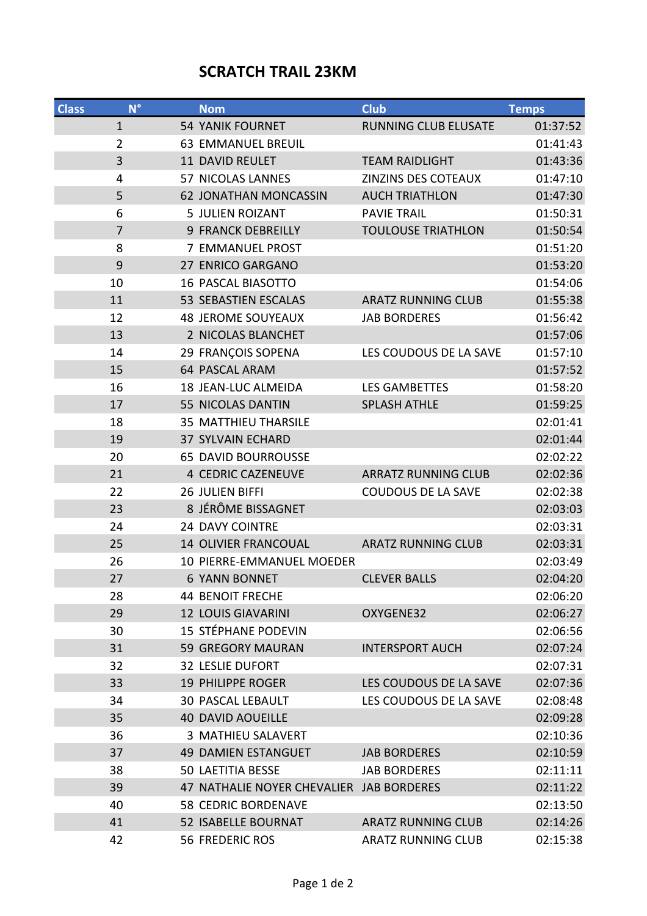# SCRATCH TRAIL 23KM

| Class | N° | Nom | Club | Temps |
|---|---|---|---|---|
| 1 | 54 | YANIK FOURNET | RUNNING CLUB ELUSATE | 01:37:52 |
| 2 | 63 | EMMANUEL BREUIL | | 01:41:43 |
| 3 | 11 | DAVID REULET | TEAM RAIDLIGHT | 01:43:36 |
| 4 | 57 | NICOLAS LANNES | ZINZINS DES COTEAUX | 01:47:10 |
| 5 | 62 | JONATHAN MONCASSIN | AUCH TRIATHLON | 01:47:30 |
| 6 | 5 | JULIEN ROIZANT | PAVIE TRAIL | 01:50:31 |
| 7 | 9 | FRANCK DEBREILLY | TOULOUSE TRIATHLON | 01:50:54 |
| 8 | 7 | EMMANUEL PROST | | 01:51:20 |
| 9 | 27 | ENRICO GARGANO | | 01:53:20 |
| 10 | 16 | PASCAL BIASOTTO | | 01:54:06 |
| 11 | 53 | SEBASTIEN ESCALAS | ARATZ RUNNING CLUB | 01:55:38 |
| 12 | 48 | JEROME SOUYEAUX | JAB BORDERES | 01:56:42 |
| 13 | 2 | NICOLAS BLANCHET | | 01:57:06 |
| 14 | 29 | FRANÇOIS SOPENA | LES COUDOUS DE LA SAVE | 01:57:10 |
| 15 | 64 | PASCAL ARAM | | 01:57:52 |
| 16 | 18 | JEAN-LUC ALMEIDA | LES GAMBETTES | 01:58:20 |
| 17 | 55 | NICOLAS DANTIN | SPLASH ATHLE | 01:59:25 |
| 18 | 35 | MATTHIEU THARSILE | | 02:01:41 |
| 19 | 37 | SYLVAIN ECHARD | | 02:01:44 |
| 20 | 65 | DAVID BOURROUSSE | | 02:02:22 |
| 21 | 4 | CEDRIC CAZENEUVE | ARRATZ RUNNING CLUB | 02:02:36 |
| 22 | 26 | JULIEN BIFFI | COUDOUS DE LA SAVE | 02:02:38 |
| 23 | 8 | JÉRÔME BISSAGNET | | 02:03:03 |
| 24 | 24 | DAVY COINTRE | | 02:03:31 |
| 25 | 14 | OLIVIER FRANCOUAL | ARATZ RUNNING CLUB | 02:03:31 |
| 26 | 10 | PIERRE-EMMANUEL MOEDER | | 02:03:49 |
| 27 | 6 | YANN BONNET | CLEVER BALLS | 02:04:20 |
| 28 | 44 | BENOIT FRECHE | | 02:06:20 |
| 29 | 12 | LOUIS GIAVARINI | OXYGENE32 | 02:06:27 |
| 30 | 15 | STÉPHANE PODEVIN | | 02:06:56 |
| 31 | 59 | GREGORY MAURAN | INTERSPORT AUCH | 02:07:24 |
| 32 | 32 | LESLIE DUFORT | | 02:07:31 |
| 33 | 19 | PHILIPPE ROGER | LES COUDOUS DE LA SAVE | 02:07:36 |
| 34 | 30 | PASCAL LEBAULT | LES COUDOUS DE LA SAVE | 02:08:48 |
| 35 | 40 | DAVID AOUEILLE | | 02:09:28 |
| 36 | 3 | MATHIEU SALAVERT | | 02:10:36 |
| 37 | 49 | DAMIEN ESTANGUET | JAB BORDERES | 02:10:59 |
| 38 | 50 | LAETITIA BESSE | JAB BORDERES | 02:11:11 |
| 39 | 47 | NATHALIE NOYER CHEVALIER | JAB BORDERES | 02:11:22 |
| 40 | 58 | CEDRIC BORDENAVE | | 02:13:50 |
| 41 | 52 | ISABELLE BOURNAT | ARATZ RUNNING CLUB | 02:14:26 |
| 42 | 56 | FREDERIC ROS | ARATZ RUNNING CLUB | 02:15:38 |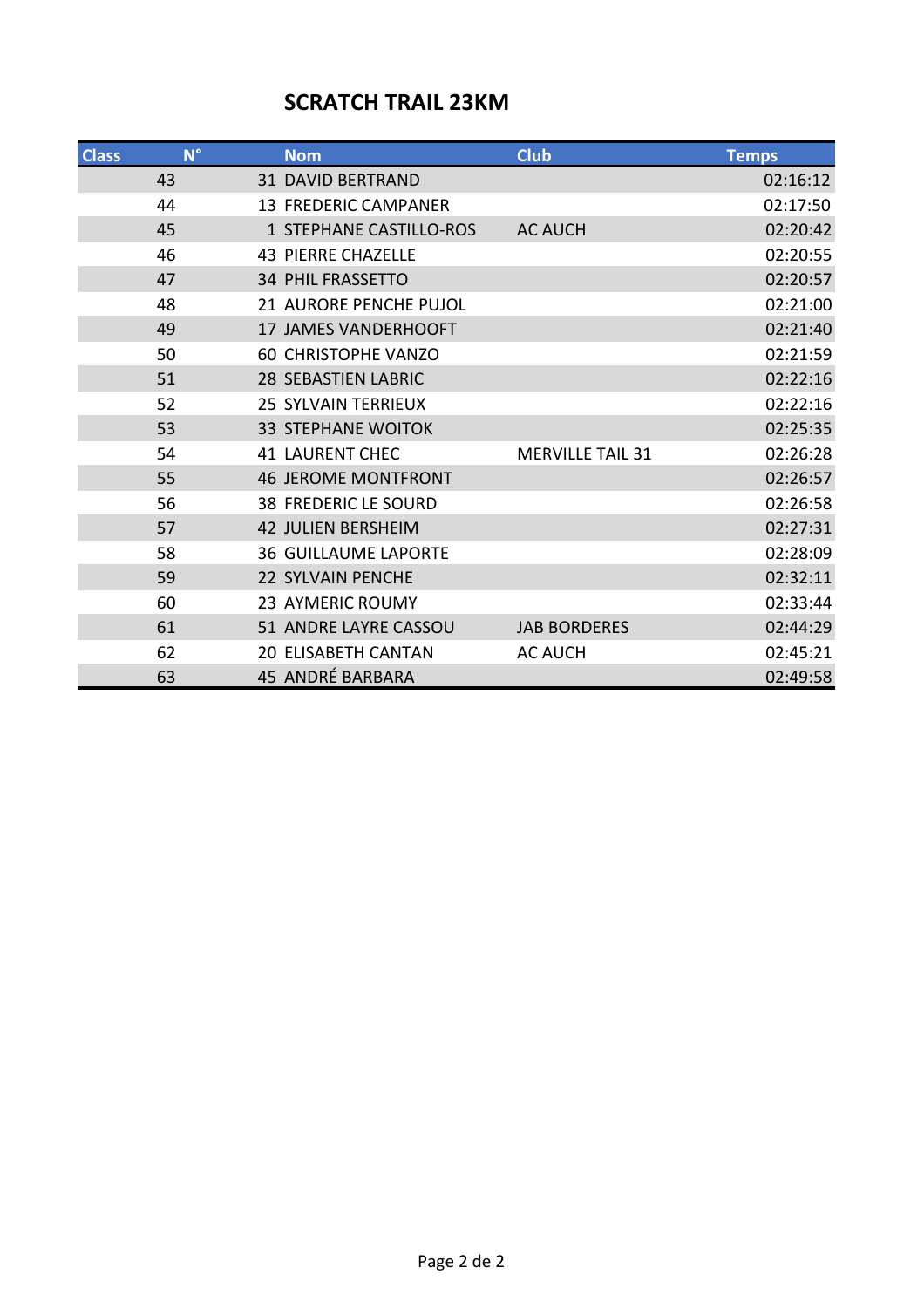## SCRATCH TRAIL 23KM

| Class | N° | Nom | Club | Temps |
|---|---|---|---|---|
| 43 | 31 | DAVID BERTRAND | | 02:16:12 |
| 44 | 13 | FREDERIC CAMPANER | | 02:17:50 |
| 45 | 1 | STEPHANE CASTILLO-ROS | AC AUCH | 02:20:42 |
| 46 | 43 | PIERRE CHAZELLE | | 02:20:55 |
| 47 | 34 | PHIL FRASSETTO | | 02:20:57 |
| 48 | 21 | AURORE PENCHE PUJOL | | 02:21:00 |
| 49 | 17 | JAMES VANDERHOOFT | | 02:21:40 |
| 50 | 60 | CHRISTOPHE VANZO | | 02:21:59 |
| 51 | 28 | SEBASTIEN LABRIC | | 02:22:16 |
| 52 | 25 | SYLVAIN TERRIEUX | | 02:22:16 |
| 53 | 33 | STEPHANE WOITOK | | 02:25:35 |
| 54 | 41 | LAURENT CHEC | MERVILLE TAIL 31 | 02:26:28 |
| 55 | 46 | JEROME MONTFRONT | | 02:26:57 |
| 56 | 38 | FREDERIC LE SOURD | | 02:26:58 |
| 57 | 42 | JULIEN BERSHEIM | | 02:27:31 |
| 58 | 36 | GUILLAUME LAPORTE | | 02:28:09 |
| 59 | 22 | SYLVAIN PENCHE | | 02:32:11 |
| 60 | 23 | AYMERIC ROUMY | | 02:33:44 |
| 61 | 51 | ANDRE LAYRE CASSOU | JAB BORDERES | 02:44:29 |
| 62 | 20 | ELISABETH CANTAN | AC AUCH | 02:45:21 |
| 63 | 45 | ANDRÉ BARBARA | | 02:49:58 |